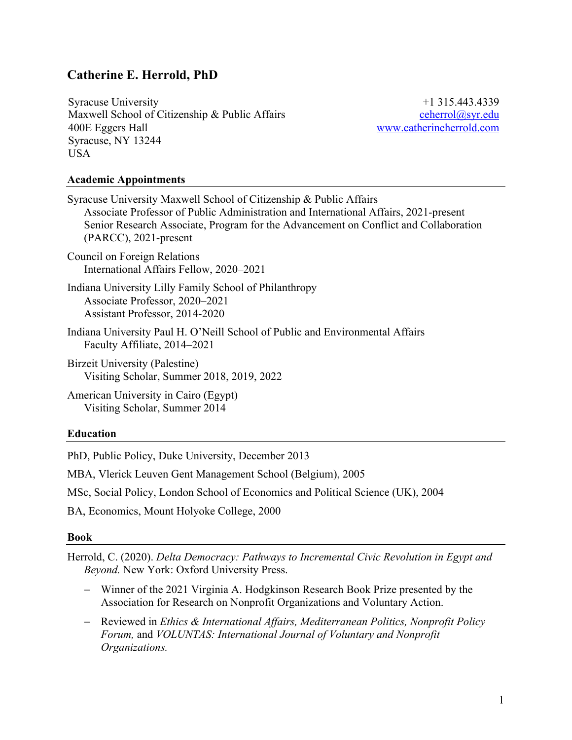# Catherine E. Herrold, PhD

Syracuse University
Maxwell School of Citizenship & Public Affairs
400E Eggers Hall
Syracuse, NY 13244
USA

+1 315.443.4339
ceherrol@syr.edu
www.catherineherrold.com

## Academic Appointments

Syracuse University Maxwell School of Citizenship & Public Affairs
- Associate Professor of Public Administration and International Affairs, 2021-present
- Senior Research Associate, Program for the Advancement on Conflict and Collaboration (PARCC), 2021-present

Council on Foreign Relations
- International Affairs Fellow, 2020–2021

Indiana University Lilly Family School of Philanthropy
- Associate Professor, 2020–2021
- Assistant Professor, 2014-2020

Indiana University Paul H. O'Neill School of Public and Environmental Affairs
- Faculty Affiliate, 2014–2021

Birzeit University (Palestine)
- Visiting Scholar, Summer 2018, 2019, 2022

American University in Cairo (Egypt)
- Visiting Scholar, Summer 2014

## Education

PhD, Public Policy, Duke University, December 2013

MBA, Vlerick Leuven Gent Management School (Belgium), 2005

MSc, Social Policy, London School of Economics and Political Science (UK), 2004

BA, Economics, Mount Holyoke College, 2000

## Book

Herrold, C. (2020). *Delta Democracy: Pathways to Incremental Civic Revolution in Egypt and Beyond.* New York: Oxford University Press.

- Winner of the 2021 Virginia A. Hodgkinson Research Book Prize presented by the Association for Research on Nonprofit Organizations and Voluntary Action.
- Reviewed in *Ethics & International Affairs, Mediterranean Politics, Nonprofit Policy Forum,* and *VOLUNTAS: International Journal of Voluntary and Nonprofit Organizations.*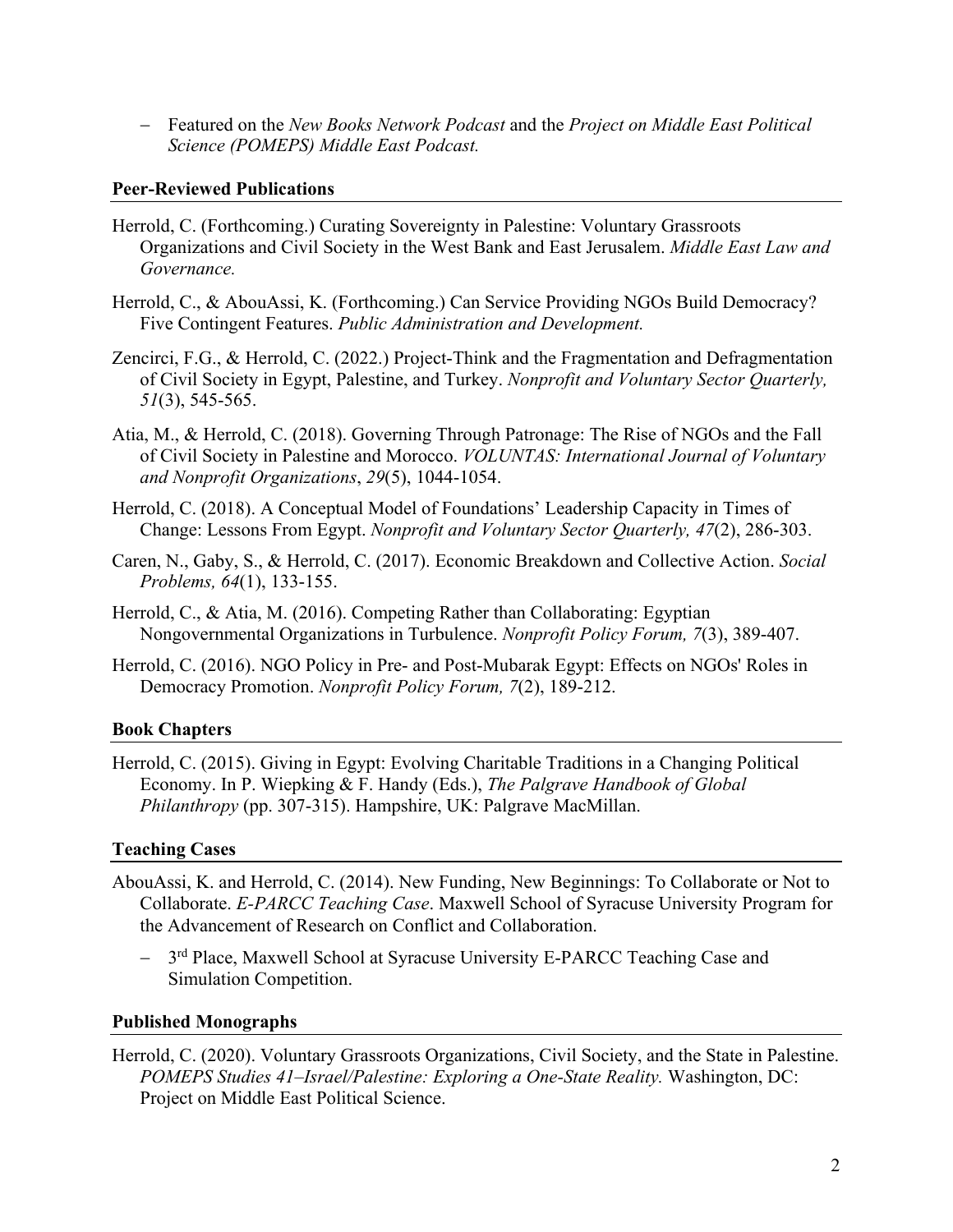- Featured on the *New Books Network Podcast* and the *Project on Middle East Political Science (POMEPS) Middle East Podcast.*

### Peer-Reviewed Publications

Herrold, C. (Forthcoming.) Curating Sovereignty in Palestine: Voluntary Grassroots Organizations and Civil Society in the West Bank and East Jerusalem. *Middle East Law and Governance.*

Herrold, C., & AbouAssi, K. (Forthcoming.) Can Service Providing NGOs Build Democracy? Five Contingent Features. *Public Administration and Development.*

Zencirci, F.G., & Herrold, C. (2022.) Project-Think and the Fragmentation and Defragmentation of Civil Society in Egypt, Palestine, and Turkey. *Nonprofit and Voluntary Sector Quarterly, 51*(3), 545-565.

Atia, M., & Herrold, C. (2018). Governing Through Patronage: The Rise of NGOs and the Fall of Civil Society in Palestine and Morocco. *VOLUNTAS: International Journal of Voluntary and Nonprofit Organizations*, *29*(5), 1044-1054.

Herrold, C. (2018). A Conceptual Model of Foundations' Leadership Capacity in Times of Change: Lessons From Egypt. *Nonprofit and Voluntary Sector Quarterly, 47*(2), 286-303.

Caren, N., Gaby, S., & Herrold, C. (2017). Economic Breakdown and Collective Action. *Social Problems, 64*(1), 133-155.

Herrold, C., & Atia, M. (2016). Competing Rather than Collaborating: Egyptian Nongovernmental Organizations in Turbulence. *Nonprofit Policy Forum, 7*(3), 389-407.

Herrold, C. (2016). NGO Policy in Pre- and Post-Mubarak Egypt: Effects on NGOs' Roles in Democracy Promotion. *Nonprofit Policy Forum, 7*(2), 189-212.

### Book Chapters

Herrold, C. (2015). Giving in Egypt: Evolving Charitable Traditions in a Changing Political Economy. In P. Wiepking & F. Handy (Eds.), *The Palgrave Handbook of Global Philanthropy* (pp. 307-315). Hampshire, UK: Palgrave MacMillan.

### Teaching Cases

AbouAssi, K. and Herrold, C. (2014). New Funding, New Beginnings: To Collaborate or Not to Collaborate. *E-PARCC Teaching Case*. Maxwell School of Syracuse University Program for the Advancement of Research on Conflict and Collaboration.

- 3rd Place, Maxwell School at Syracuse University E-PARCC Teaching Case and Simulation Competition.

### Published Monographs

Herrold, C. (2020). Voluntary Grassroots Organizations, Civil Society, and the State in Palestine. *POMEPS Studies 41–Israel/Palestine: Exploring a One-State Reality.* Washington, DC: Project on Middle East Political Science.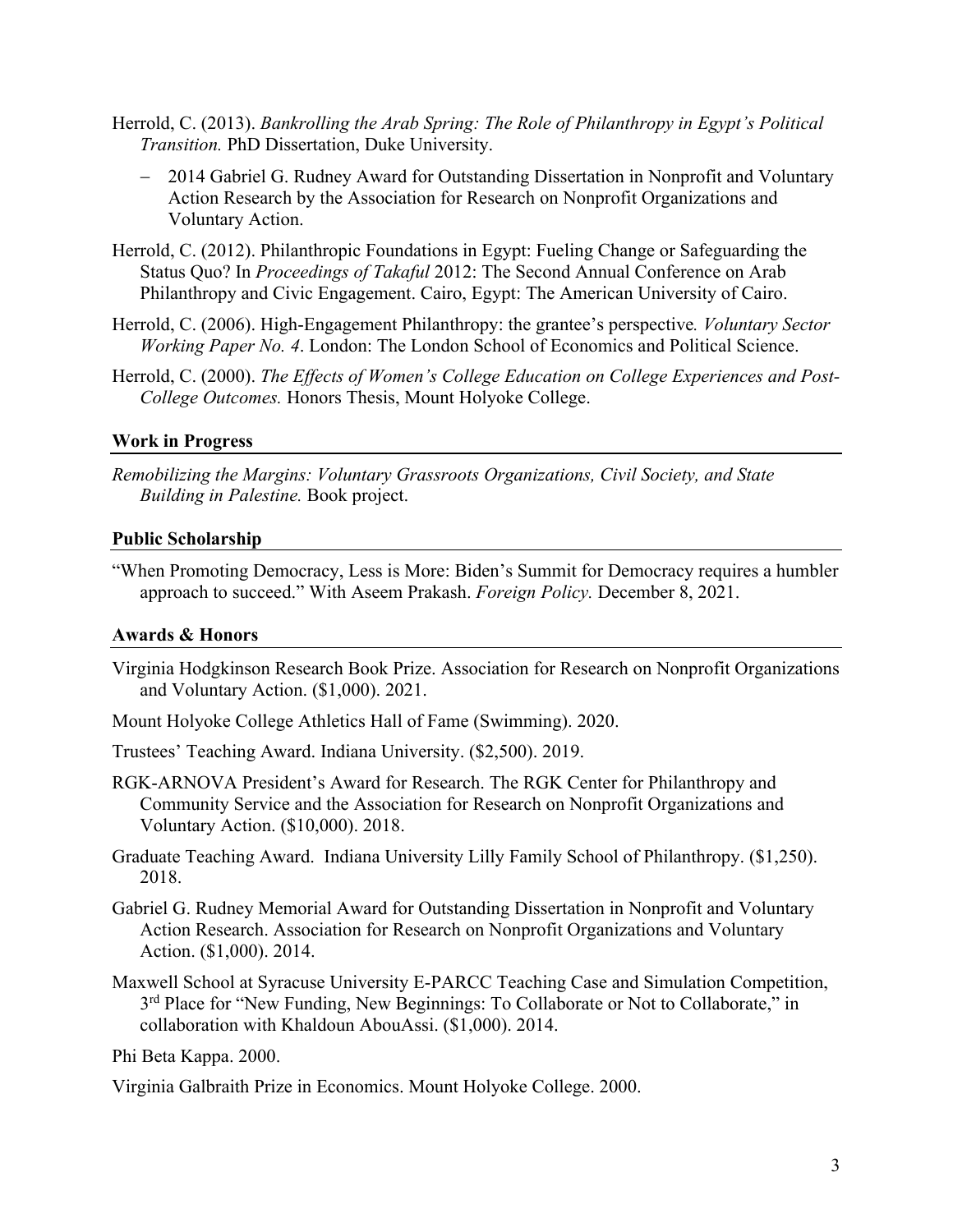Herrold, C. (2013). *Bankrolling the Arab Spring: The Role of Philanthropy in Egypt's Political Transition.* PhD Dissertation, Duke University.

- 2014 Gabriel G. Rudney Award for Outstanding Dissertation in Nonprofit and Voluntary Action Research by the Association for Research on Nonprofit Organizations and Voluntary Action.

Herrold, C. (2012). Philanthropic Foundations in Egypt: Fueling Change or Safeguarding the Status Quo? In *Proceedings of Takaful* 2012: The Second Annual Conference on Arab Philanthropy and Civic Engagement. Cairo, Egypt: The American University of Cairo.

Herrold, C. (2006). High-Engagement Philanthropy: the grantee's perspective*. Voluntary Sector Working Paper No. 4*. London: The London School of Economics and Political Science.

Herrold, C. (2000). *The Effects of Women's College Education on College Experiences and Post-College Outcomes.* Honors Thesis, Mount Holyoke College.

## Work in Progress

*Remobilizing the Margins: Voluntary Grassroots Organizations, Civil Society, and State Building in Palestine.* Book project.

## Public Scholarship

"When Promoting Democracy, Less is More: Biden's Summit for Democracy requires a humbler approach to succeed." With Aseem Prakash. *Foreign Policy.* December 8, 2021.

## Awards & Honors

Virginia Hodgkinson Research Book Prize. Association for Research on Nonprofit Organizations and Voluntary Action. ($1,000). 2021.

Mount Holyoke College Athletics Hall of Fame (Swimming). 2020.

Trustees' Teaching Award. Indiana University. ($2,500). 2019.

RGK-ARNOVA President's Award for Research. The RGK Center for Philanthropy and Community Service and the Association for Research on Nonprofit Organizations and Voluntary Action. ($10,000). 2018.

Graduate Teaching Award. Indiana University Lilly Family School of Philanthropy. ($1,250). 2018.

Gabriel G. Rudney Memorial Award for Outstanding Dissertation in Nonprofit and Voluntary Action Research. Association for Research on Nonprofit Organizations and Voluntary Action. ($1,000). 2014.

Maxwell School at Syracuse University E-PARCC Teaching Case and Simulation Competition, 3rd Place for "New Funding, New Beginnings: To Collaborate or Not to Collaborate," in collaboration with Khaldoun AbouAssi. ($1,000). 2014.

Phi Beta Kappa. 2000.

Virginia Galbraith Prize in Economics. Mount Holyoke College. 2000.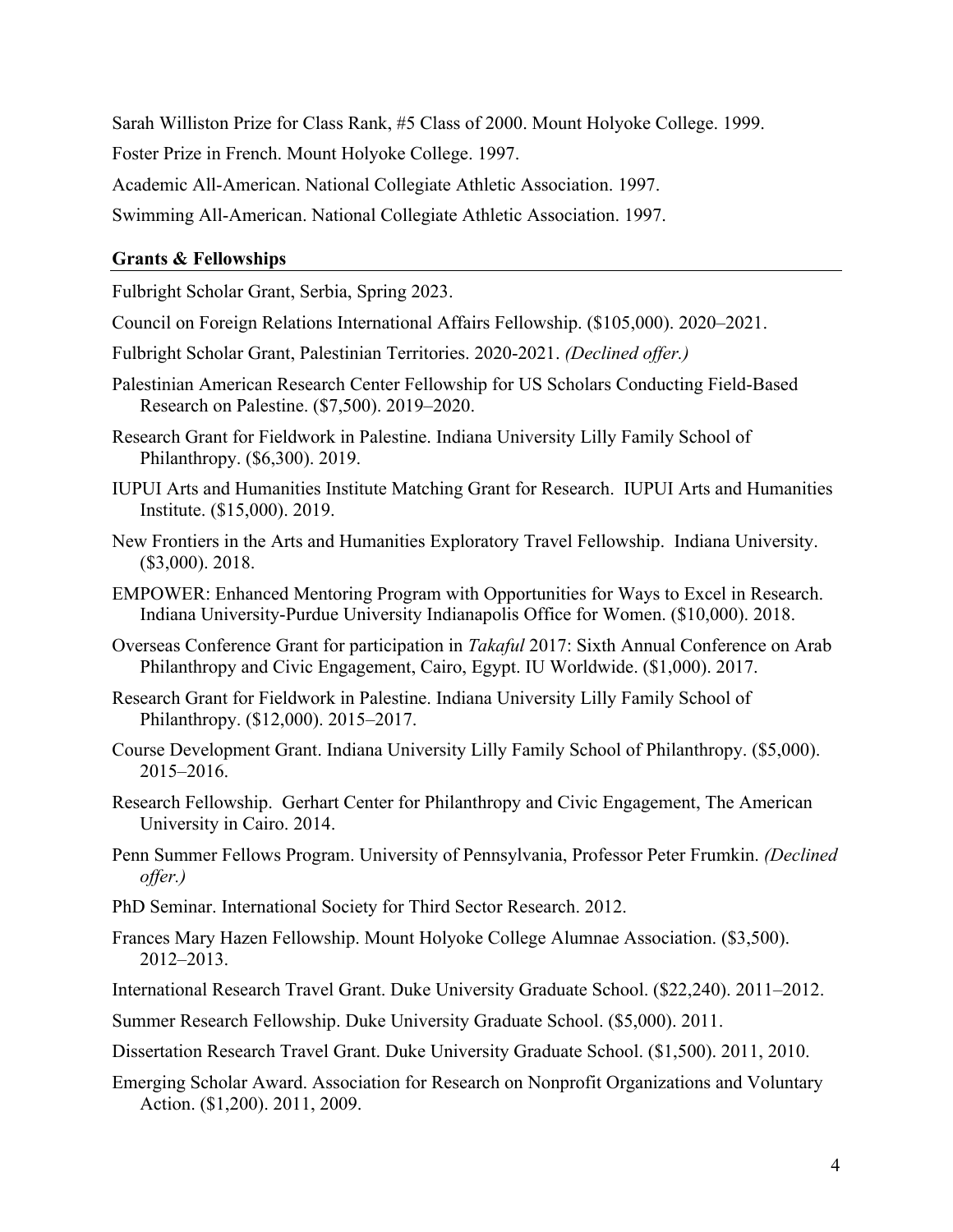Sarah Williston Prize for Class Rank, #5 Class of 2000. Mount Holyoke College. 1999.

Foster Prize in French. Mount Holyoke College. 1997.

Academic All-American. National Collegiate Athletic Association. 1997.

Swimming All-American. National Collegiate Athletic Association. 1997.

## **Grants & Fellowships**

Fulbright Scholar Grant, Serbia, Spring 2023.

Council on Foreign Relations International Affairs Fellowship. ($105,000). 2020–2021.

Fulbright Scholar Grant, Palestinian Territories. 2020-2021. *(Declined offer.)*

Palestinian American Research Center Fellowship for US Scholars Conducting Field-Based Research on Palestine. ($7,500). 2019–2020.

Research Grant for Fieldwork in Palestine. Indiana University Lilly Family School of Philanthropy. ($6,300). 2019.

IUPUI Arts and Humanities Institute Matching Grant for Research. IUPUI Arts and Humanities Institute. ($15,000). 2019.

New Frontiers in the Arts and Humanities Exploratory Travel Fellowship. Indiana University. ($3,000). 2018.

EMPOWER: Enhanced Mentoring Program with Opportunities for Ways to Excel in Research. Indiana University-Purdue University Indianapolis Office for Women. ($10,000). 2018.

Overseas Conference Grant for participation in *Takaful* 2017: Sixth Annual Conference on Arab Philanthropy and Civic Engagement, Cairo, Egypt. IU Worldwide. ($1,000). 2017.

Research Grant for Fieldwork in Palestine. Indiana University Lilly Family School of Philanthropy. ($12,000). 2015–2017.

Course Development Grant. Indiana University Lilly Family School of Philanthropy. ($5,000). 2015–2016.

Research Fellowship. Gerhart Center for Philanthropy and Civic Engagement, The American University in Cairo. 2014.

Penn Summer Fellows Program. University of Pennsylvania, Professor Peter Frumkin. *(Declined offer.)*

PhD Seminar. International Society for Third Sector Research. 2012.

Frances Mary Hazen Fellowship. Mount Holyoke College Alumnae Association. ($3,500). 2012–2013.

International Research Travel Grant. Duke University Graduate School. ($22,240). 2011–2012.

Summer Research Fellowship. Duke University Graduate School. ($5,000). 2011.

Dissertation Research Travel Grant. Duke University Graduate School. ($1,500). 2011, 2010.

Emerging Scholar Award. Association for Research on Nonprofit Organizations and Voluntary Action. ($1,200). 2011, 2009.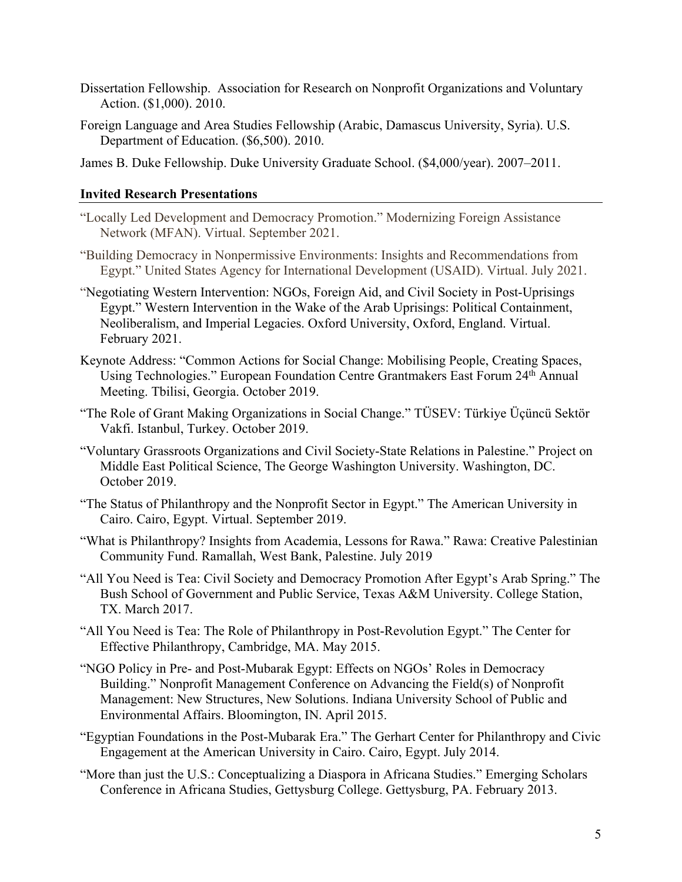Dissertation Fellowship. Association for Research on Nonprofit Organizations and Voluntary Action. ($1,000). 2010.

Foreign Language and Area Studies Fellowship (Arabic, Damascus University, Syria). U.S. Department of Education. ($6,500). 2010.

James B. Duke Fellowship. Duke University Graduate School. ($4,000/year). 2007–2011.

## Invited Research Presentations

"Locally Led Development and Democracy Promotion." Modernizing Foreign Assistance Network (MFAN). Virtual. September 2021.

"Building Democracy in Nonpermissive Environments: Insights and Recommendations from Egypt." United States Agency for International Development (USAID). Virtual. July 2021.

"Negotiating Western Intervention: NGOs, Foreign Aid, and Civil Society in Post-Uprisings Egypt." Western Intervention in the Wake of the Arab Uprisings: Political Containment, Neoliberalism, and Imperial Legacies. Oxford University, Oxford, England. Virtual. February 2021.

Keynote Address: "Common Actions for Social Change: Mobilising People, Creating Spaces, Using Technologies." European Foundation Centre Grantmakers East Forum 24th Annual Meeting. Tbilisi, Georgia. October 2019.

"The Role of Grant Making Organizations in Social Change." TÜSEV: Türkiye Üçüncü Sektör Vakfi. Istanbul, Turkey. October 2019.

"Voluntary Grassroots Organizations and Civil Society-State Relations in Palestine." Project on Middle East Political Science, The George Washington University. Washington, DC. October 2019.

"The Status of Philanthropy and the Nonprofit Sector in Egypt." The American University in Cairo. Cairo, Egypt. Virtual. September 2019.

"What is Philanthropy? Insights from Academia, Lessons for Rawa." Rawa: Creative Palestinian Community Fund. Ramallah, West Bank, Palestine. July 2019

"All You Need is Tea: Civil Society and Democracy Promotion After Egypt's Arab Spring." The Bush School of Government and Public Service, Texas A&M University. College Station, TX. March 2017.

"All You Need is Tea: The Role of Philanthropy in Post-Revolution Egypt." The Center for Effective Philanthropy, Cambridge, MA. May 2015.

"NGO Policy in Pre- and Post-Mubarak Egypt: Effects on NGOs' Roles in Democracy Building." Nonprofit Management Conference on Advancing the Field(s) of Nonprofit Management: New Structures, New Solutions. Indiana University School of Public and Environmental Affairs. Bloomington, IN. April 2015.

"Egyptian Foundations in the Post-Mubarak Era." The Gerhart Center for Philanthropy and Civic Engagement at the American University in Cairo. Cairo, Egypt. July 2014.

"More than just the U.S.: Conceptualizing a Diaspora in Africana Studies." Emerging Scholars Conference in Africana Studies, Gettysburg College. Gettysburg, PA. February 2013.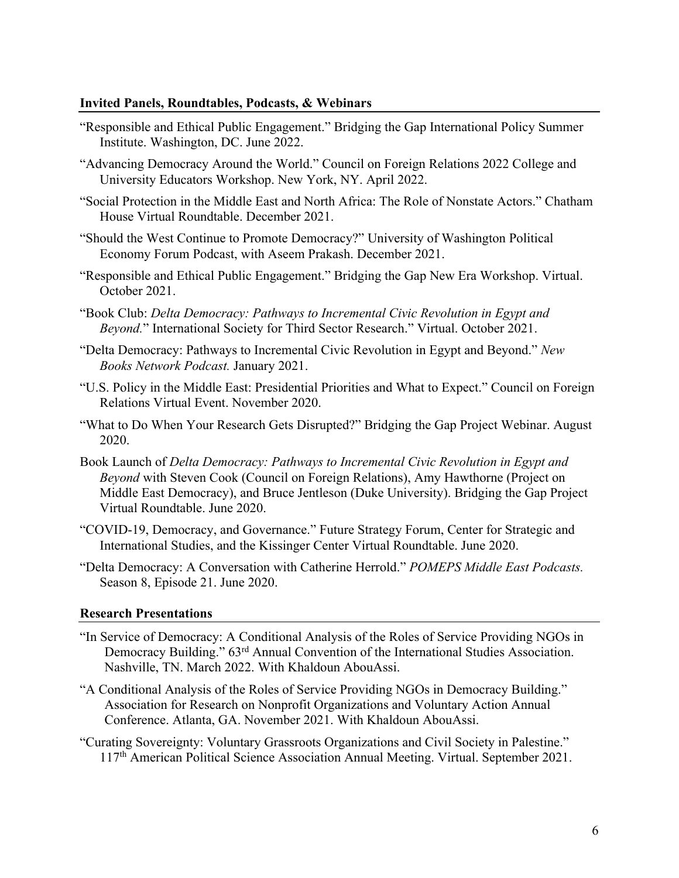## Invited Panels, Roundtables, Podcasts, & Webinars

"Responsible and Ethical Public Engagement." Bridging the Gap International Policy Summer Institute. Washington, DC. June 2022.

"Advancing Democracy Around the World." Council on Foreign Relations 2022 College and University Educators Workshop. New York, NY. April 2022.

"Social Protection in the Middle East and North Africa: The Role of Nonstate Actors." Chatham House Virtual Roundtable. December 2021.

"Should the West Continue to Promote Democracy?" University of Washington Political Economy Forum Podcast, with Aseem Prakash. December 2021.

"Responsible and Ethical Public Engagement." Bridging the Gap New Era Workshop. Virtual. October 2021.

"Book Club: *Delta Democracy: Pathways to Incremental Civic Revolution in Egypt and Beyond.*" International Society for Third Sector Research." Virtual. October 2021.

"Delta Democracy: Pathways to Incremental Civic Revolution in Egypt and Beyond." *New Books Network Podcast.* January 2021.

"U.S. Policy in the Middle East: Presidential Priorities and What to Expect." Council on Foreign Relations Virtual Event. November 2020.

"What to Do When Your Research Gets Disrupted?" Bridging the Gap Project Webinar. August 2020.

Book Launch of *Delta Democracy: Pathways to Incremental Civic Revolution in Egypt and Beyond* with Steven Cook (Council on Foreign Relations), Amy Hawthorne (Project on Middle East Democracy), and Bruce Jentleson (Duke University). Bridging the Gap Project Virtual Roundtable. June 2020.

"COVID-19, Democracy, and Governance." Future Strategy Forum, Center for Strategic and International Studies, and the Kissinger Center Virtual Roundtable. June 2020.

"Delta Democracy: A Conversation with Catherine Herrold." *POMEPS Middle East Podcasts.* Season 8, Episode 21. June 2020.

## Research Presentations

"In Service of Democracy: A Conditional Analysis of the Roles of Service Providing NGOs in Democracy Building." 63rd Annual Convention of the International Studies Association. Nashville, TN. March 2022. With Khaldoun AbouAssi.

"A Conditional Analysis of the Roles of Service Providing NGOs in Democracy Building." Association for Research on Nonprofit Organizations and Voluntary Action Annual Conference. Atlanta, GA. November 2021. With Khaldoun AbouAssi.

"Curating Sovereignty: Voluntary Grassroots Organizations and Civil Society in Palestine." 117th American Political Science Association Annual Meeting. Virtual. September 2021.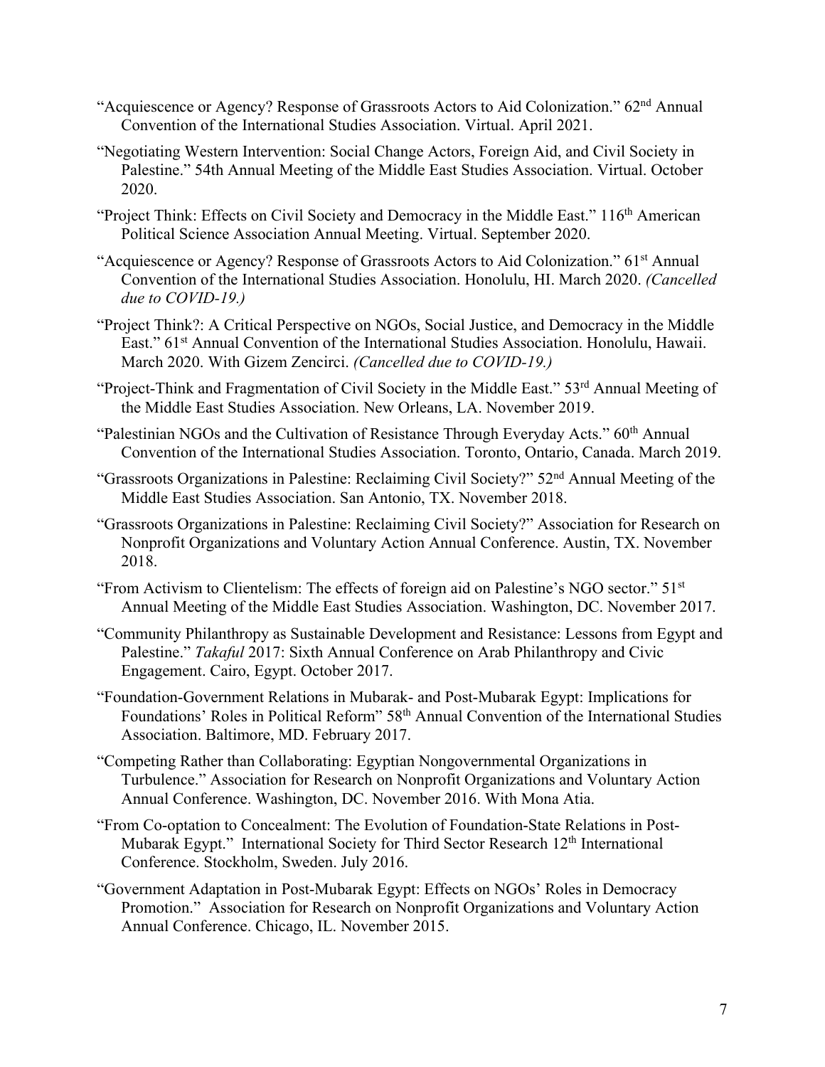"Acquiescence or Agency? Response of Grassroots Actors to Aid Colonization." 62nd Annual Convention of the International Studies Association. Virtual. April 2021.

"Negotiating Western Intervention: Social Change Actors, Foreign Aid, and Civil Society in Palestine." 54th Annual Meeting of the Middle East Studies Association. Virtual. October 2020.

"Project Think: Effects on Civil Society and Democracy in the Middle East." 116th American Political Science Association Annual Meeting. Virtual. September 2020.

"Acquiescence or Agency? Response of Grassroots Actors to Aid Colonization." 61st Annual Convention of the International Studies Association. Honolulu, HI. March 2020. *(Cancelled due to COVID-19.)*

"Project Think?: A Critical Perspective on NGOs, Social Justice, and Democracy in the Middle East." 61st Annual Convention of the International Studies Association. Honolulu, Hawaii. March 2020. With Gizem Zencirci. *(Cancelled due to COVID-19.)*

"Project-Think and Fragmentation of Civil Society in the Middle East." 53rd Annual Meeting of the Middle East Studies Association. New Orleans, LA. November 2019.

"Palestinian NGOs and the Cultivation of Resistance Through Everyday Acts." 60th Annual Convention of the International Studies Association. Toronto, Ontario, Canada. March 2019.

"Grassroots Organizations in Palestine: Reclaiming Civil Society?" 52nd Annual Meeting of the Middle East Studies Association. San Antonio, TX. November 2018.

"Grassroots Organizations in Palestine: Reclaiming Civil Society?" Association for Research on Nonprofit Organizations and Voluntary Action Annual Conference. Austin, TX. November 2018.

"From Activism to Clientelism: The effects of foreign aid on Palestine's NGO sector." 51st Annual Meeting of the Middle East Studies Association. Washington, DC. November 2017.

"Community Philanthropy as Sustainable Development and Resistance: Lessons from Egypt and Palestine." *Takaful* 2017: Sixth Annual Conference on Arab Philanthropy and Civic Engagement. Cairo, Egypt. October 2017.

"Foundation-Government Relations in Mubarak- and Post-Mubarak Egypt: Implications for Foundations' Roles in Political Reform" 58th Annual Convention of the International Studies Association. Baltimore, MD. February 2017.

"Competing Rather than Collaborating: Egyptian Nongovernmental Organizations in Turbulence." Association for Research on Nonprofit Organizations and Voluntary Action Annual Conference. Washington, DC. November 2016. With Mona Atia.

"From Co-optation to Concealment: The Evolution of Foundation-State Relations in Post-Mubarak Egypt." International Society for Third Sector Research 12th International Conference. Stockholm, Sweden. July 2016.

"Government Adaptation in Post-Mubarak Egypt: Effects on NGOs' Roles in Democracy Promotion." Association for Research on Nonprofit Organizations and Voluntary Action Annual Conference. Chicago, IL. November 2015.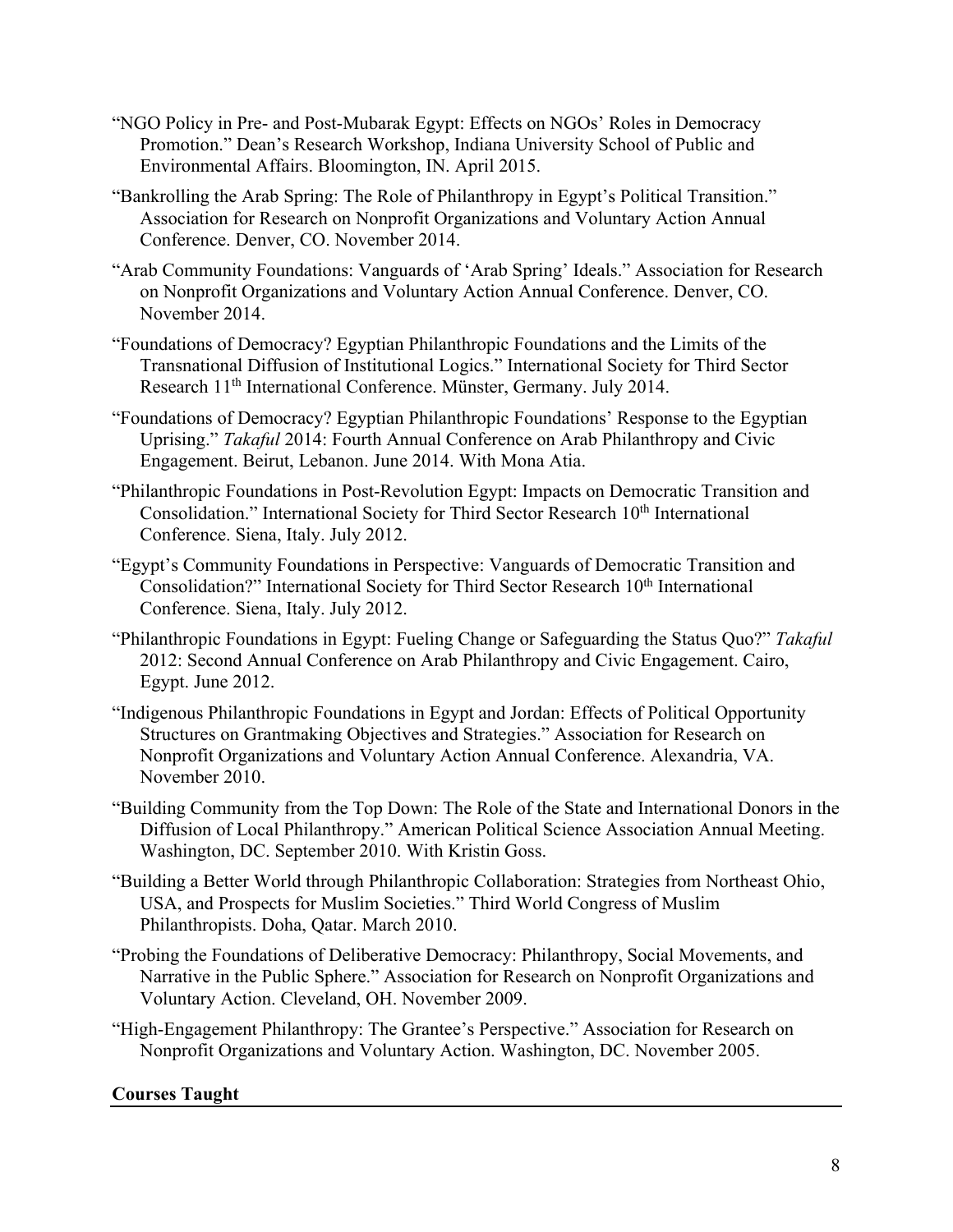"NGO Policy in Pre- and Post-Mubarak Egypt: Effects on NGOs' Roles in Democracy Promotion." Dean's Research Workshop, Indiana University School of Public and Environmental Affairs. Bloomington, IN. April 2015.

"Bankrolling the Arab Spring: The Role of Philanthropy in Egypt's Political Transition." Association for Research on Nonprofit Organizations and Voluntary Action Annual Conference. Denver, CO. November 2014.

"Arab Community Foundations: Vanguards of 'Arab Spring' Ideals." Association for Research on Nonprofit Organizations and Voluntary Action Annual Conference. Denver, CO. November 2014.

"Foundations of Democracy? Egyptian Philanthropic Foundations and the Limits of the Transnational Diffusion of Institutional Logics." International Society for Third Sector Research 11th International Conference. Münster, Germany. July 2014.

"Foundations of Democracy? Egyptian Philanthropic Foundations' Response to the Egyptian Uprising." *Takaful* 2014: Fourth Annual Conference on Arab Philanthropy and Civic Engagement. Beirut, Lebanon. June 2014. With Mona Atia.

"Philanthropic Foundations in Post-Revolution Egypt: Impacts on Democratic Transition and Consolidation." International Society for Third Sector Research 10th International Conference. Siena, Italy. July 2012.

"Egypt's Community Foundations in Perspective: Vanguards of Democratic Transition and Consolidation?" International Society for Third Sector Research 10th International Conference. Siena, Italy. July 2012.

"Philanthropic Foundations in Egypt: Fueling Change or Safeguarding the Status Quo?" *Takaful* 2012: Second Annual Conference on Arab Philanthropy and Civic Engagement. Cairo, Egypt. June 2012.

"Indigenous Philanthropic Foundations in Egypt and Jordan: Effects of Political Opportunity Structures on Grantmaking Objectives and Strategies." Association for Research on Nonprofit Organizations and Voluntary Action Annual Conference. Alexandria, VA. November 2010.

"Building Community from the Top Down: The Role of the State and International Donors in the Diffusion of Local Philanthropy." American Political Science Association Annual Meeting. Washington, DC. September 2010. With Kristin Goss.

"Building a Better World through Philanthropic Collaboration: Strategies from Northeast Ohio, USA, and Prospects for Muslim Societies." Third World Congress of Muslim Philanthropists. Doha, Qatar. March 2010.

"Probing the Foundations of Deliberative Democracy: Philanthropy, Social Movements, and Narrative in the Public Sphere." Association for Research on Nonprofit Organizations and Voluntary Action. Cleveland, OH. November 2009.

"High-Engagement Philanthropy: The Grantee's Perspective." Association for Research on Nonprofit Organizations and Voluntary Action. Washington, DC. November 2005.

## Courses Taught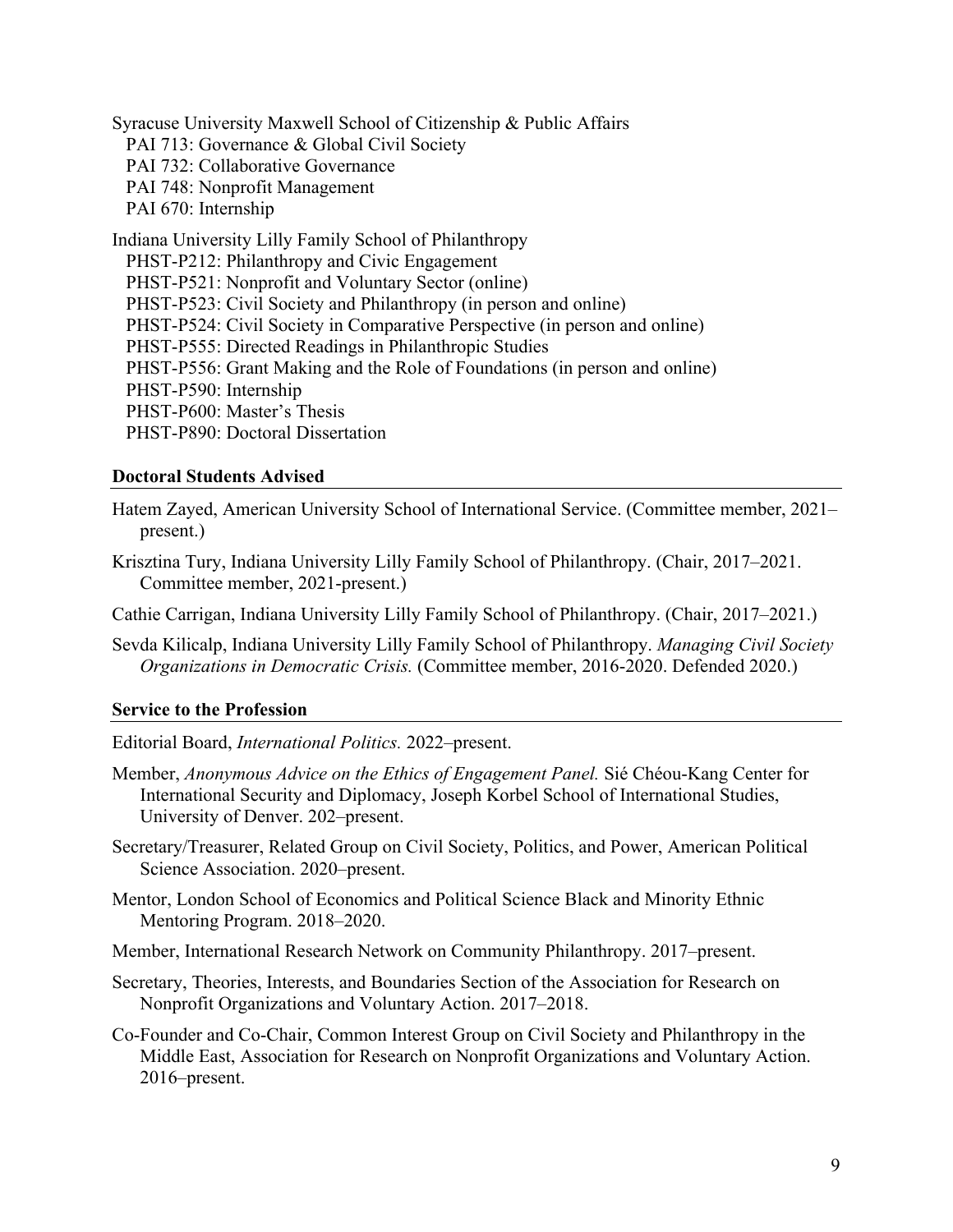Syracuse University Maxwell School of Citizenship & Public Affairs

- PAI 713: Governance & Global Civil Society
- PAI 732: Collaborative Governance
- PAI 748: Nonprofit Management
- PAI 670: Internship

Indiana University Lilly Family School of Philanthropy

- PHST-P212: Philanthropy and Civic Engagement
- PHST-P521: Nonprofit and Voluntary Sector (online)
- PHST-P523: Civil Society and Philanthropy (in person and online)
- PHST-P524: Civil Society in Comparative Perspective (in person and online)
- PHST-P555: Directed Readings in Philanthropic Studies
- PHST-P556: Grant Making and the Role of Foundations (in person and online)
- PHST-P590: Internship
- PHST-P600: Master's Thesis
- PHST-P890: Doctoral Dissertation

## Doctoral Students Advised

Hatem Zayed, American University School of International Service. (Committee member, 2021–present.)

Krisztina Tury, Indiana University Lilly Family School of Philanthropy. (Chair, 2017–2021. Committee member, 2021-present.)

Cathie Carrigan, Indiana University Lilly Family School of Philanthropy. (Chair, 2017–2021.)

Sevda Kilicalp, Indiana University Lilly Family School of Philanthropy. *Managing Civil Society Organizations in Democratic Crisis.* (Committee member, 2016-2020. Defended 2020.)

## Service to the Profession

Editorial Board, *International Politics.* 2022–present.

Member, *Anonymous Advice on the Ethics of Engagement Panel.* Sié Chéou-Kang Center for International Security and Diplomacy, Joseph Korbel School of International Studies, University of Denver. 202–present.

Secretary/Treasurer, Related Group on Civil Society, Politics, and Power, American Political Science Association. 2020–present.

Mentor, London School of Economics and Political Science Black and Minority Ethnic Mentoring Program. 2018–2020.

Member, International Research Network on Community Philanthropy. 2017–present.

Secretary, Theories, Interests, and Boundaries Section of the Association for Research on Nonprofit Organizations and Voluntary Action. 2017–2018.

Co-Founder and Co-Chair, Common Interest Group on Civil Society and Philanthropy in the Middle East, Association for Research on Nonprofit Organizations and Voluntary Action. 2016–present.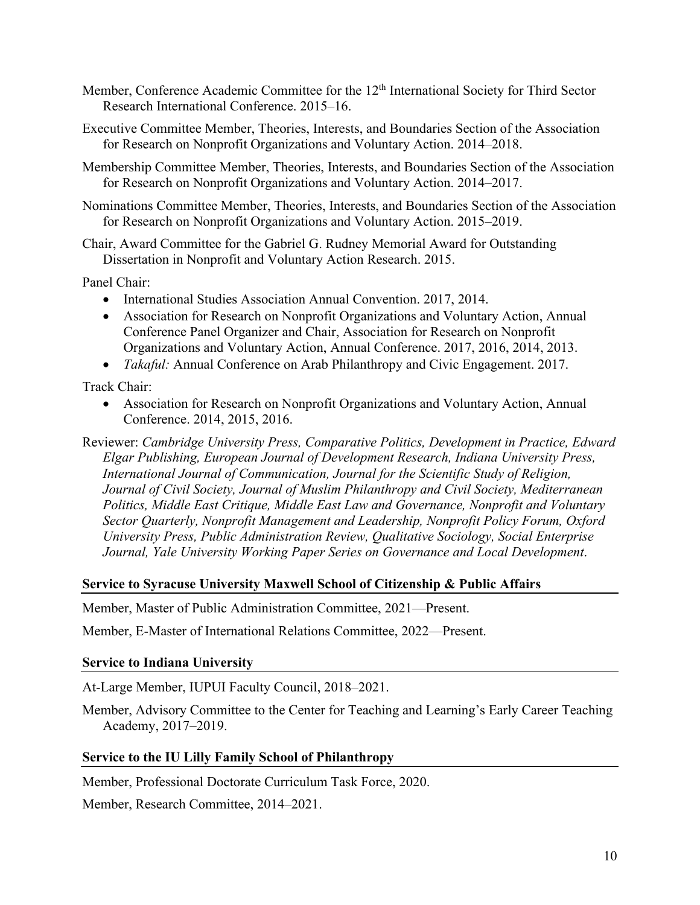Member, Conference Academic Committee for the 12th International Society for Third Sector Research International Conference. 2015–16.

Executive Committee Member, Theories, Interests, and Boundaries Section of the Association for Research on Nonprofit Organizations and Voluntary Action. 2014–2018.

Membership Committee Member, Theories, Interests, and Boundaries Section of the Association for Research on Nonprofit Organizations and Voluntary Action. 2014–2017.

Nominations Committee Member, Theories, Interests, and Boundaries Section of the Association for Research on Nonprofit Organizations and Voluntary Action. 2015–2019.

Chair, Award Committee for the Gabriel G. Rudney Memorial Award for Outstanding Dissertation in Nonprofit and Voluntary Action Research. 2015.

Panel Chair:

- International Studies Association Annual Convention. 2017, 2014.
- Association for Research on Nonprofit Organizations and Voluntary Action, Annual Conference Panel Organizer and Chair, Association for Research on Nonprofit Organizations and Voluntary Action, Annual Conference. 2017, 2016, 2014, 2013.
- *Takaful:* Annual Conference on Arab Philanthropy and Civic Engagement. 2017.

Track Chair:

- Association for Research on Nonprofit Organizations and Voluntary Action, Annual Conference. 2014, 2015, 2016.

Reviewer: *Cambridge University Press, Comparative Politics, Development in Practice, Edward Elgar Publishing, European Journal of Development Research, Indiana University Press, International Journal of Communication, Journal for the Scientific Study of Religion, Journal of Civil Society, Journal of Muslim Philanthropy and Civil Society, Mediterranean Politics, Middle East Critique, Middle East Law and Governance, Nonprofit and Voluntary Sector Quarterly, Nonprofit Management and Leadership, Nonprofit Policy Forum, Oxford University Press, Public Administration Review, Qualitative Sociology, Social Enterprise Journal, Yale University Working Paper Series on Governance and Local Development*.

**Service to Syracuse University Maxwell School of Citizenship & Public Affairs**

Member, Master of Public Administration Committee, 2021—Present.

Member, E-Master of International Relations Committee, 2022—Present.

**Service to Indiana University**

At-Large Member, IUPUI Faculty Council, 2018–2021.

Member, Advisory Committee to the Center for Teaching and Learning's Early Career Teaching Academy, 2017–2019.

**Service to the IU Lilly Family School of Philanthropy**

Member, Professional Doctorate Curriculum Task Force, 2020.

Member, Research Committee, 2014–2021.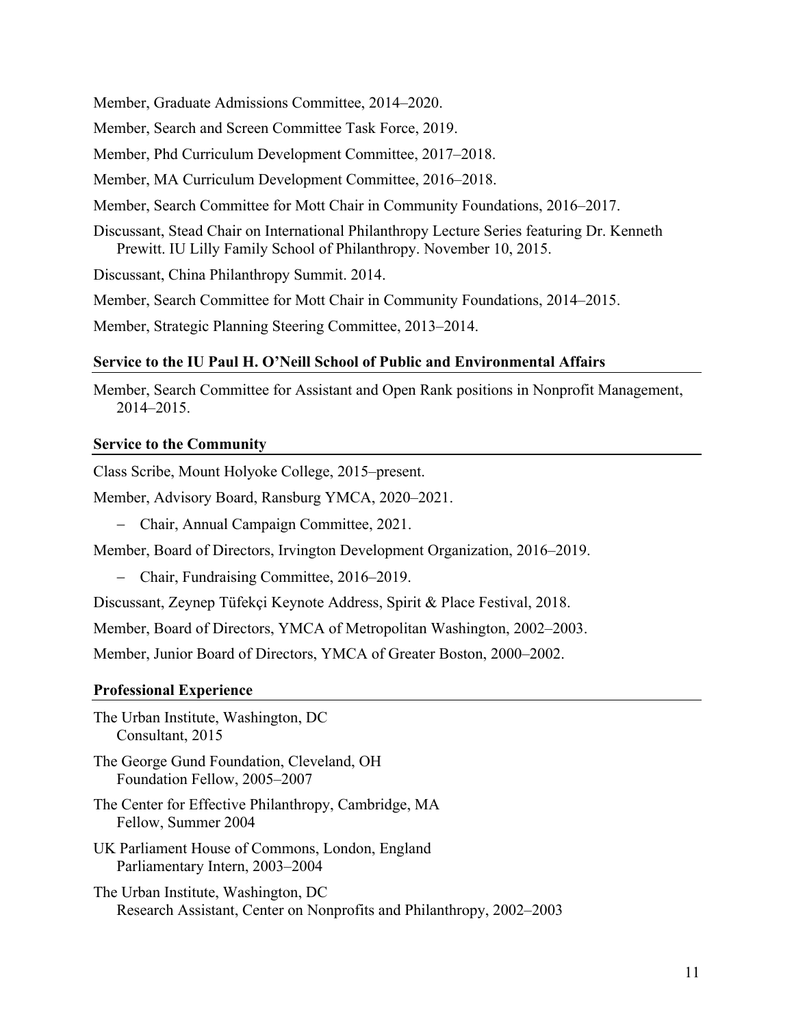Member, Graduate Admissions Committee, 2014–2020.

Member, Search and Screen Committee Task Force, 2019.

Member, Phd Curriculum Development Committee, 2017–2018.

Member, MA Curriculum Development Committee, 2016–2018.

Member, Search Committee for Mott Chair in Community Foundations, 2016–2017.

Discussant, Stead Chair on International Philanthropy Lecture Series featuring Dr. Kenneth Prewitt. IU Lilly Family School of Philanthropy. November 10, 2015.

Discussant, China Philanthropy Summit. 2014.

Member, Search Committee for Mott Chair in Community Foundations, 2014–2015.

Member, Strategic Planning Steering Committee, 2013–2014.

### Service to the IU Paul H. O'Neill School of Public and Environmental Affairs

Member, Search Committee for Assistant and Open Rank positions in Nonprofit Management, 2014–2015.

### Service to the Community

Class Scribe, Mount Holyoke College, 2015–present.

Member, Advisory Board, Ransburg YMCA, 2020–2021.

- Chair, Annual Campaign Committee, 2021.

Member, Board of Directors, Irvington Development Organization, 2016–2019.

- Chair, Fundraising Committee, 2016–2019.

Discussant, Zeynep Tüfekçi Keynote Address, Spirit & Place Festival, 2018.

Member, Board of Directors, YMCA of Metropolitan Washington, 2002–2003.

Member, Junior Board of Directors, YMCA of Greater Boston, 2000–2002.

### Professional Experience

The Urban Institute, Washington, DC
Consultant, 2015

The George Gund Foundation, Cleveland, OH
Foundation Fellow, 2005–2007

The Center for Effective Philanthropy, Cambridge, MA
Fellow, Summer 2004

UK Parliament House of Commons, London, England
Parliamentary Intern, 2003–2004

The Urban Institute, Washington, DC
Research Assistant, Center on Nonprofits and Philanthropy, 2002–2003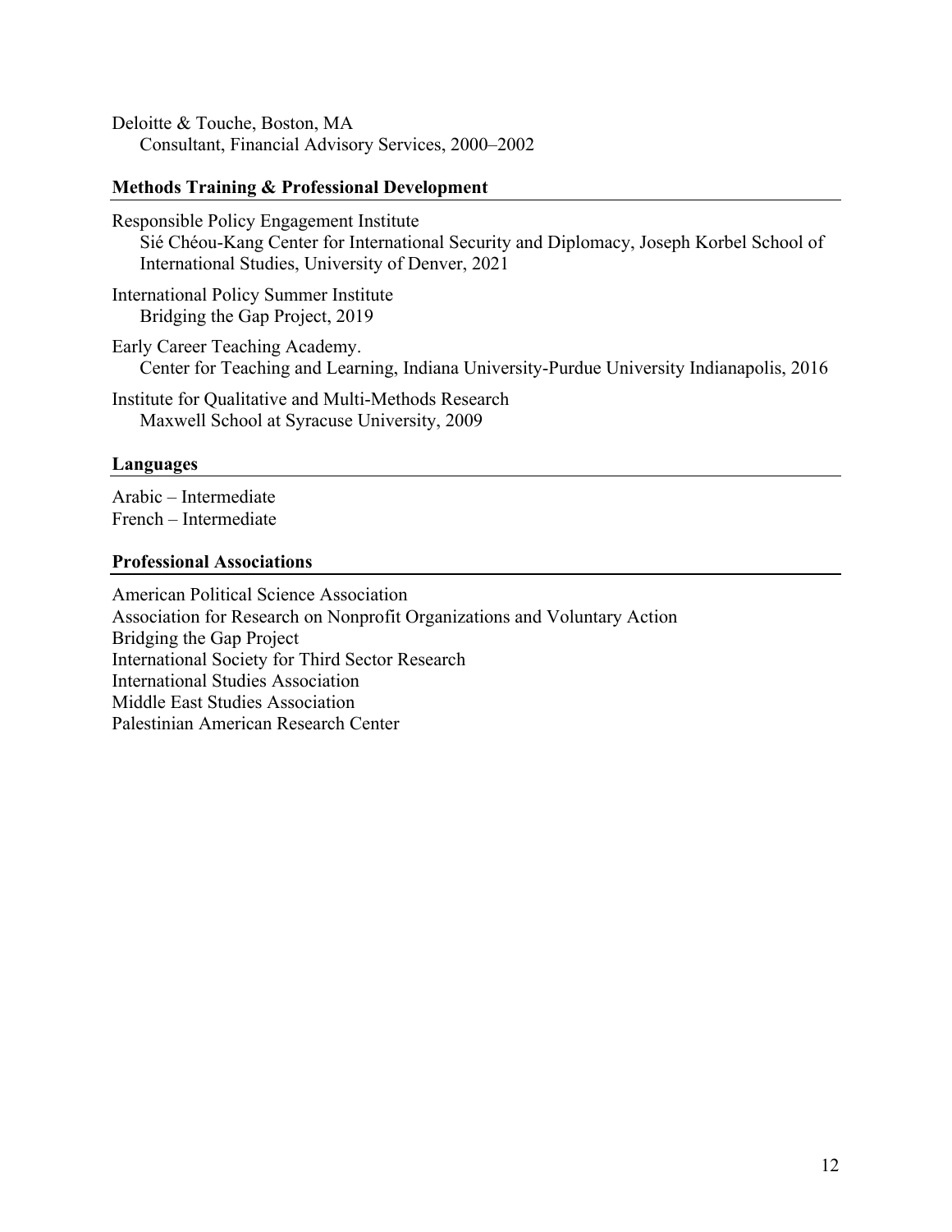Deloitte & Touche, Boston, MA
  Consultant, Financial Advisory Services, 2000–2002

## Methods Training & Professional Development

Responsible Policy Engagement Institute
  Sié Chéou-Kang Center for International Security and Diplomacy, Joseph Korbel School of International Studies, University of Denver, 2021

International Policy Summer Institute
  Bridging the Gap Project, 2019

Early Career Teaching Academy.
  Center for Teaching and Learning, Indiana University-Purdue University Indianapolis, 2016

Institute for Qualitative and Multi-Methods Research
  Maxwell School at Syracuse University, 2009

## Languages

Arabic – Intermediate
French – Intermediate

## Professional Associations

American Political Science Association
Association for Research on Nonprofit Organizations and Voluntary Action
Bridging the Gap Project
International Society for Third Sector Research
International Studies Association
Middle East Studies Association
Palestinian American Research Center